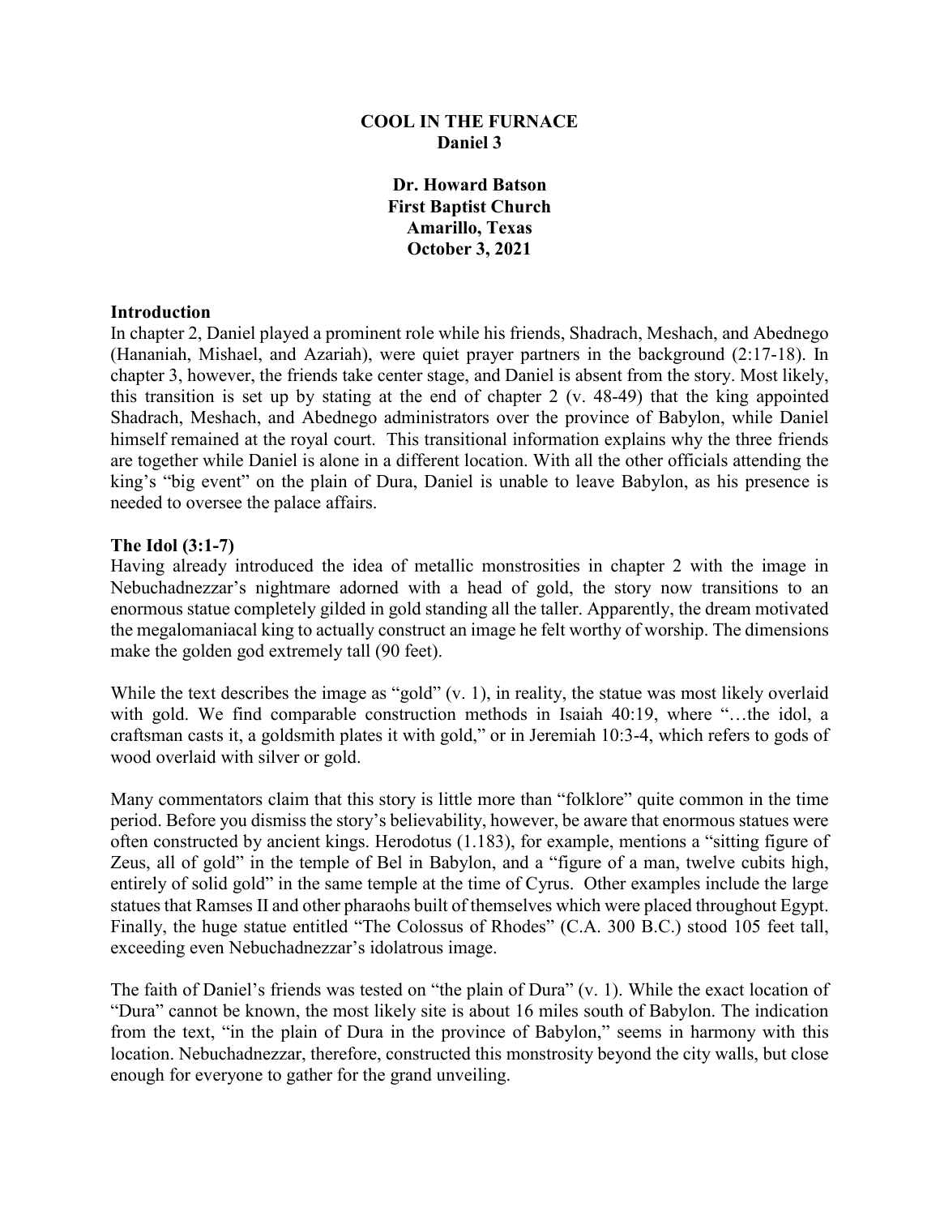# COOL IN THE FURNACE

**Daniel 3**

**Dr. Howard Batson**
**First Baptist Church**
**Amarillo, Texas**
**October 3, 2021**

## Introduction

In chapter 2, Daniel played a prominent role while his friends, Shadrach, Meshach, and Abednego (Hananiah, Mishael, and Azariah), were quiet prayer partners in the background (2:17-18). In chapter 3, however, the friends take center stage, and Daniel is absent from the story. Most likely, this transition is set up by stating at the end of chapter 2 (v. 48-49) that the king appointed Shadrach, Meshach, and Abednego administrators over the province of Babylon, while Daniel himself remained at the royal court. This transitional information explains why the three friends are together while Daniel is alone in a different location. With all the other officials attending the king's "big event" on the plain of Dura, Daniel is unable to leave Babylon, as his presence is needed to oversee the palace affairs.

## The Idol (3:1-7)

Having already introduced the idea of metallic monstrosities in chapter 2 with the image in Nebuchadnezzar's nightmare adorned with a head of gold, the story now transitions to an enormous statue completely gilded in gold standing all the taller. Apparently, the dream motivated the megalomaniacal king to actually construct an image he felt worthy of worship. The dimensions make the golden god extremely tall (90 feet).

While the text describes the image as "gold" (v. 1), in reality, the statue was most likely overlaid with gold. We find comparable construction methods in Isaiah 40:19, where "…the idol, a craftsman casts it, a goldsmith plates it with gold," or in Jeremiah 10:3-4, which refers to gods of wood overlaid with silver or gold.

Many commentators claim that this story is little more than "folklore" quite common in the time period. Before you dismiss the story's believability, however, be aware that enormous statues were often constructed by ancient kings. Herodotus (1.183), for example, mentions a "sitting figure of Zeus, all of gold" in the temple of Bel in Babylon, and a "figure of a man, twelve cubits high, entirely of solid gold" in the same temple at the time of Cyrus. Other examples include the large statues that Ramses II and other pharaohs built of themselves which were placed throughout Egypt. Finally, the huge statue entitled "The Colossus of Rhodes" (C.A. 300 B.C.) stood 105 feet tall, exceeding even Nebuchadnezzar's idolatrous image.

The faith of Daniel's friends was tested on "the plain of Dura" (v. 1). While the exact location of "Dura" cannot be known, the most likely site is about 16 miles south of Babylon. The indication from the text, "in the plain of Dura in the province of Babylon," seems in harmony with this location. Nebuchadnezzar, therefore, constructed this monstrosity beyond the city walls, but close enough for everyone to gather for the grand unveiling.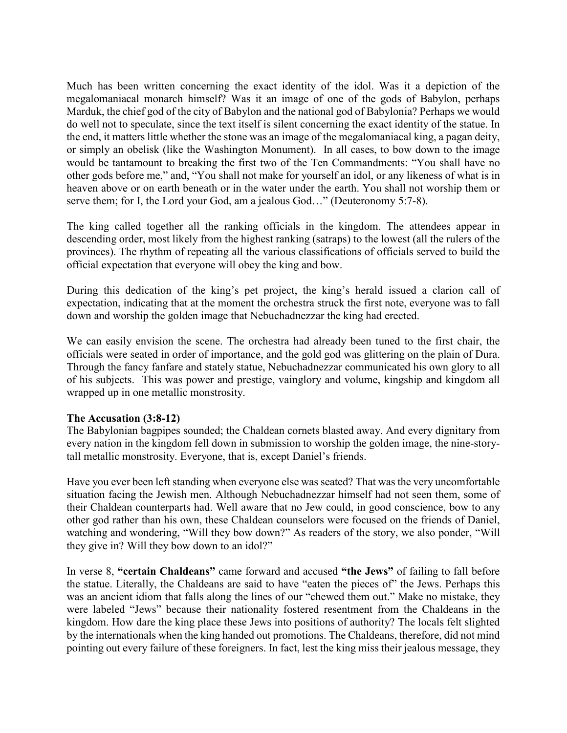Much has been written concerning the exact identity of the idol. Was it a depiction of the megalomaniacal monarch himself? Was it an image of one of the gods of Babylon, perhaps Marduk, the chief god of the city of Babylon and the national god of Babylonia? Perhaps we would do well not to speculate, since the text itself is silent concerning the exact identity of the statue. In the end, it matters little whether the stone was an image of the megalomaniacal king, a pagan deity, or simply an obelisk (like the Washington Monument). In all cases, to bow down to the image would be tantamount to breaking the first two of the Ten Commandments: "You shall have no other gods before me," and, "You shall not make for yourself an idol, or any likeness of what is in heaven above or on earth beneath or in the water under the earth. You shall not worship them or serve them; for I, the Lord your God, am a jealous God…" (Deuteronomy 5:7-8).

The king called together all the ranking officials in the kingdom. The attendees appear in descending order, most likely from the highest ranking (satraps) to the lowest (all the rulers of the provinces). The rhythm of repeating all the various classifications of officials served to build the official expectation that everyone will obey the king and bow.

During this dedication of the king's pet project, the king's herald issued a clarion call of expectation, indicating that at the moment the orchestra struck the first note, everyone was to fall down and worship the golden image that Nebuchadnezzar the king had erected.

We can easily envision the scene. The orchestra had already been tuned to the first chair, the officials were seated in order of importance, and the gold god was glittering on the plain of Dura. Through the fancy fanfare and stately statue, Nebuchadnezzar communicated his own glory to all of his subjects. This was power and prestige, vainglory and volume, kingship and kingdom all wrapped up in one metallic monstrosity.

**The Accusation (3:8-12)**

The Babylonian bagpipes sounded; the Chaldean cornets blasted away. And every dignitary from every nation in the kingdom fell down in submission to worship the golden image, the nine-story-tall metallic monstrosity. Everyone, that is, except Daniel's friends.

Have you ever been left standing when everyone else was seated? That was the very uncomfortable situation facing the Jewish men. Although Nebuchadnezzar himself had not seen them, some of their Chaldean counterparts had. Well aware that no Jew could, in good conscience, bow to any other god rather than his own, these Chaldean counselors were focused on the friends of Daniel, watching and wondering, "Will they bow down?" As readers of the story, we also ponder, "Will they give in? Will they bow down to an idol?"

In verse 8, **"certain Chaldeans"** came forward and accused **"the Jews"** of failing to fall before the statue. Literally, the Chaldeans are said to have "eaten the pieces of" the Jews. Perhaps this was an ancient idiom that falls along the lines of our "chewed them out." Make no mistake, they were labeled "Jews" because their nationality fostered resentment from the Chaldeans in the kingdom. How dare the king place these Jews into positions of authority? The locals felt slighted by the internationals when the king handed out promotions. The Chaldeans, therefore, did not mind pointing out every failure of these foreigners. In fact, lest the king miss their jealous message, they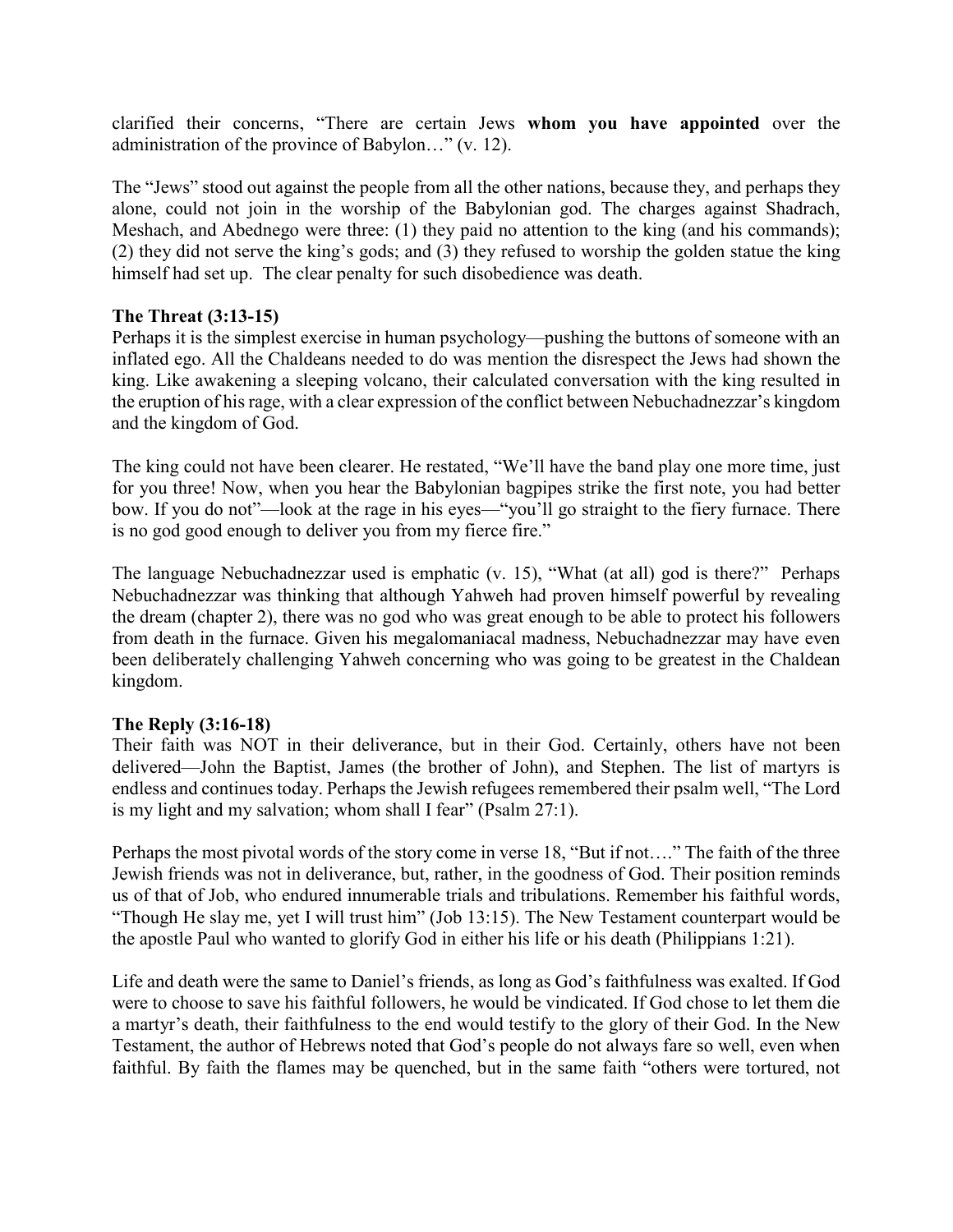clarified their concerns, "There are certain Jews **whom you have appointed** over the administration of the province of Babylon…" (v. 12).

The "Jews" stood out against the people from all the other nations, because they, and perhaps they alone, could not join in the worship of the Babylonian god. The charges against Shadrach, Meshach, and Abednego were three: (1) they paid no attention to the king (and his commands); (2) they did not serve the king's gods; and (3) they refused to worship the golden statue the king himself had set up. The clear penalty for such disobedience was death.

**The Threat (3:13-15)**
Perhaps it is the simplest exercise in human psychology—pushing the buttons of someone with an inflated ego. All the Chaldeans needed to do was mention the disrespect the Jews had shown the king. Like awakening a sleeping volcano, their calculated conversation with the king resulted in the eruption of his rage, with a clear expression of the conflict between Nebuchadnezzar's kingdom and the kingdom of God.

The king could not have been clearer. He restated, "We'll have the band play one more time, just for you three! Now, when you hear the Babylonian bagpipes strike the first note, you had better bow. If you do not"—look at the rage in his eyes—"you'll go straight to the fiery furnace. There is no god good enough to deliver you from my fierce fire."

The language Nebuchadnezzar used is emphatic (v. 15), "What (at all) god is there?" Perhaps Nebuchadnezzar was thinking that although Yahweh had proven himself powerful by revealing the dream (chapter 2), there was no god who was great enough to be able to protect his followers from death in the furnace. Given his megalomaniacal madness, Nebuchadnezzar may have even been deliberately challenging Yahweh concerning who was going to be greatest in the Chaldean kingdom.

**The Reply (3:16-18)**
Their faith was NOT in their deliverance, but in their God. Certainly, others have not been delivered—John the Baptist, James (the brother of John), and Stephen. The list of martyrs is endless and continues today. Perhaps the Jewish refugees remembered their psalm well, "The Lord is my light and my salvation; whom shall I fear" (Psalm 27:1).

Perhaps the most pivotal words of the story come in verse 18, "But if not…." The faith of the three Jewish friends was not in deliverance, but, rather, in the goodness of God. Their position reminds us of that of Job, who endured innumerable trials and tribulations. Remember his faithful words, "Though He slay me, yet I will trust him" (Job 13:15). The New Testament counterpart would be the apostle Paul who wanted to glorify God in either his life or his death (Philippians 1:21).

Life and death were the same to Daniel's friends, as long as God's faithfulness was exalted. If God were to choose to save his faithful followers, he would be vindicated. If God chose to let them die a martyr's death, their faithfulness to the end would testify to the glory of their God. In the New Testament, the author of Hebrews noted that God's people do not always fare so well, even when faithful. By faith the flames may be quenched, but in the same faith "others were tortured, not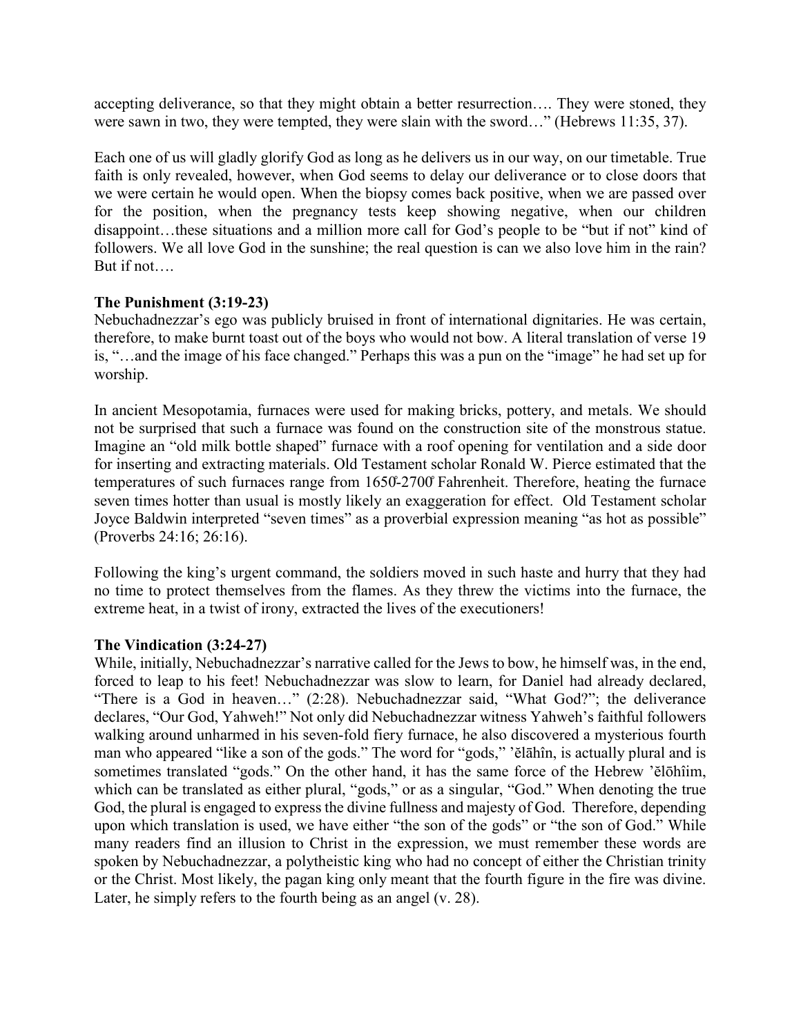accepting deliverance, so that they might obtain a better resurrection…. They were stoned, they were sawn in two, they were tempted, they were slain with the sword…" (Hebrews 11:35, 37).

Each one of us will gladly glorify God as long as he delivers us in our way, on our timetable. True faith is only revealed, however, when God seems to delay our deliverance or to close doors that we were certain he would open. When the biopsy comes back positive, when we are passed over for the position, when the pregnancy tests keep showing negative, when our children disappoint…these situations and a million more call for God's people to be "but if not" kind of followers. We all love God in the sunshine; the real question is can we also love him in the rain? But if not….

**The Punishment (3:19-23)**

Nebuchadnezzar's ego was publicly bruised in front of international dignitaries. He was certain, therefore, to make burnt toast out of the boys who would not bow. A literal translation of verse 19 is, "…and the image of his face changed." Perhaps this was a pun on the "image" he had set up for worship.

In ancient Mesopotamia, furnaces were used for making bricks, pottery, and metals. We should not be surprised that such a furnace was found on the construction site of the monstrous statue. Imagine an "old milk bottle shaped" furnace with a roof opening for ventilation and a side door for inserting and extracting materials. Old Testament scholar Ronald W. Pierce estimated that the temperatures of such furnaces range from 1650̊-2700̊ Fahrenheit. Therefore, heating the furnace seven times hotter than usual is mostly likely an exaggeration for effect. Old Testament scholar Joyce Baldwin interpreted "seven times" as a proverbial expression meaning "as hot as possible" (Proverbs 24:16; 26:16).

Following the king's urgent command, the soldiers moved in such haste and hurry that they had no time to protect themselves from the flames. As they threw the victims into the furnace, the extreme heat, in a twist of irony, extracted the lives of the executioners!

**The Vindication (3:24-27)**

While, initially, Nebuchadnezzar's narrative called for the Jews to bow, he himself was, in the end, forced to leap to his feet! Nebuchadnezzar was slow to learn, for Daniel had already declared, "There is a God in heaven…" (2:28). Nebuchadnezzar said, "What God?"; the deliverance declares, "Our God, Yahweh!" Not only did Nebuchadnezzar witness Yahweh's faithful followers walking around unharmed in his seven-fold fiery furnace, he also discovered a mysterious fourth man who appeared "like a son of the gods." The word for "gods," 'ĕlāhîn, is actually plural and is sometimes translated "gods." On the other hand, it has the same force of the Hebrew 'ĕlōhîim, which can be translated as either plural, "gods," or as a singular, "God." When denoting the true God, the plural is engaged to express the divine fullness and majesty of God. Therefore, depending upon which translation is used, we have either "the son of the gods" or "the son of God." While many readers find an illusion to Christ in the expression, we must remember these words are spoken by Nebuchadnezzar, a polytheistic king who had no concept of either the Christian trinity or the Christ. Most likely, the pagan king only meant that the fourth figure in the fire was divine. Later, he simply refers to the fourth being as an angel (v. 28).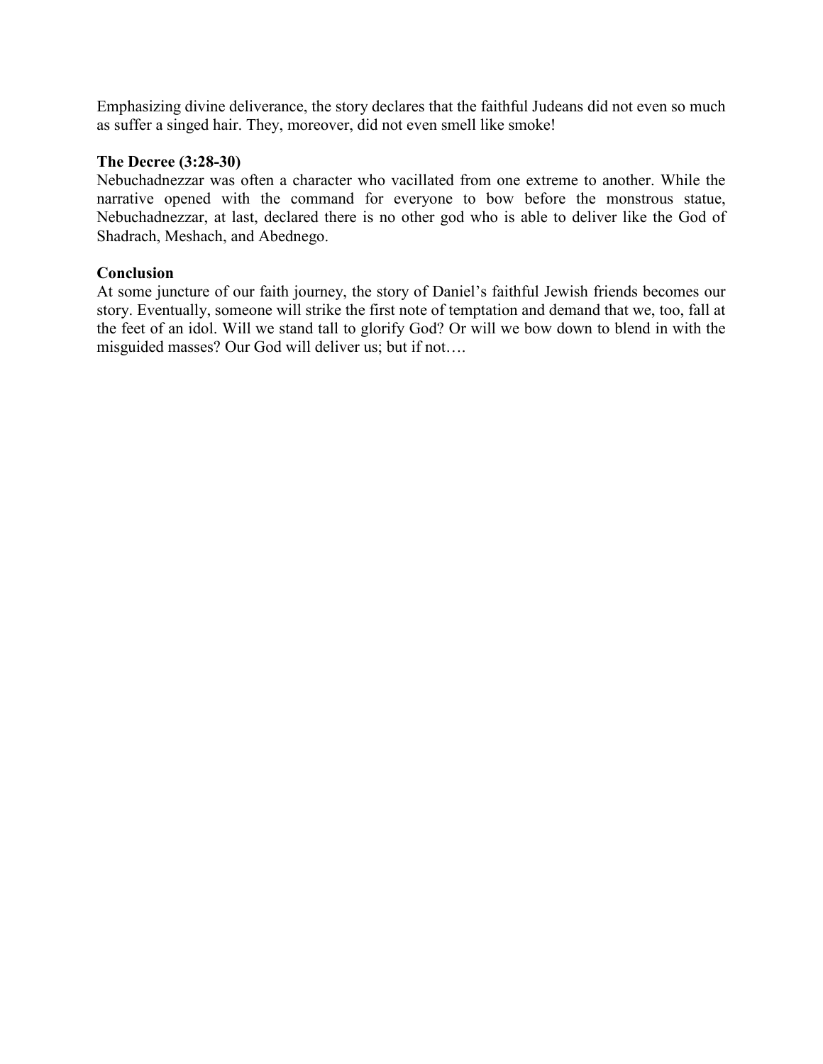Emphasizing divine deliverance, the story declares that the faithful Judeans did not even so much as suffer a singed hair. They, moreover, did not even smell like smoke!

**The Decree (3:28-30)**

Nebuchadnezzar was often a character who vacillated from one extreme to another. While the narrative opened with the command for everyone to bow before the monstrous statue, Nebuchadnezzar, at last, declared there is no other god who is able to deliver like the God of Shadrach, Meshach, and Abednego.

**Conclusion**

At some juncture of our faith journey, the story of Daniel's faithful Jewish friends becomes our story. Eventually, someone will strike the first note of temptation and demand that we, too, fall at the feet of an idol. Will we stand tall to glorify God? Or will we bow down to blend in with the misguided masses? Our God will deliver us; but if not….